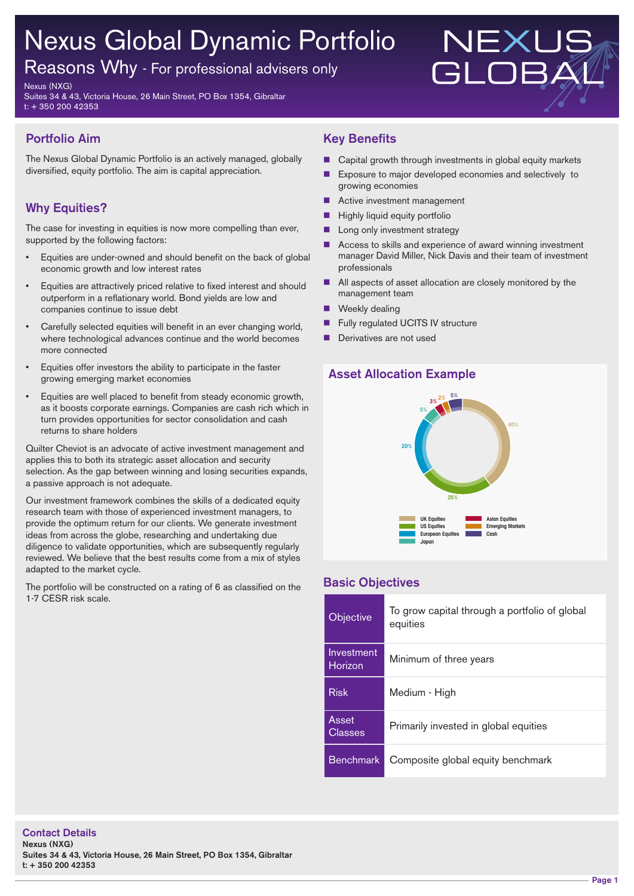# Nexus Global Dynamic Portfolio

## Reasons Why - For professional advisers only

Nexus (NXG)
Suites 34 & 43, Victoria House, 26 Main Street, PO Box 1354, Gibraltar
t: + 350 200 42353

NEXUS GLOBAL

## Portfolio Aim

The Nexus Global Dynamic Portfolio is an actively managed, globally diversified, equity portfolio. The aim is capital appreciation.

## Why Equities?

The case for investing in equities is now more compelling than ever, supported by the following factors:

- Equities are under-owned and should benefit on the back of global economic growth and low interest rates
- Equities are attractively priced relative to fixed interest and should outperform in a reflationary world. Bond yields are low and companies continue to issue debt
- Carefully selected equities will benefit in an ever changing world, where technological advances continue and the world becomes more connected
- Equities offer investors the ability to participate in the faster growing emerging market economies
- Equities are well placed to benefit from steady economic growth, as it boosts corporate earnings. Companies are cash rich which in turn provides opportunities for sector consolidation and cash returns to share holders

Quilter Cheviot is an advocate of active investment management and applies this to both its strategic asset allocation and security selection. As the gap between winning and losing securities expands, a passive approach is not adequate.

Our investment framework combines the skills of a dedicated equity research team with those of experienced investment managers, to provide the optimum return for our clients. We generate investment ideas from across the globe, researching and undertaking due diligence to validate opportunities, which are subsequently regularly reviewed. We believe that the best results come from a mix of styles adapted to the market cycle.

The portfolio will be constructed on a rating of 6 as classified on the 1-7 CESR risk scale.

## Key Benefits

- Capital growth through investments in global equity markets
- Exposure to major developed economies and selectively to growing economies
- Active investment management
- Highly liquid equity portfolio
- Long only investment strategy
- Access to skills and experience of award winning investment manager David Miller, Nick Davis and their team of investment professionals
- All aspects of asset allocation are closely monitored by the management team
- Weekly dealing
- Fully regulated UCITS IV structure
- Derivatives are not used

## Asset Allocation Example

| Asset | Allocation |
|---|---|
| UK Equities | 40% |
| US Equities | 25% |
| European Equities | 20% |
| Japan | 5% |
| Asian Equities | 3% |
| Emerging Markets | 2% |
| Cash | 5% |

## Basic Objectives

| | |
|---|---|
| Objective | To grow capital through a portfolio of global equities |
| Investment Horizon | Minimum of three years |
| Risk | Medium - High |
| Asset Classes | Primarily invested in global equities |
| Benchmark | Composite global equity benchmark |

## Contact Details

**Nexus (NXG)**
**Suites 34 & 43, Victoria House, 26 Main Street, PO Box 1354, Gibraltar**
**t: + 350 200 42353**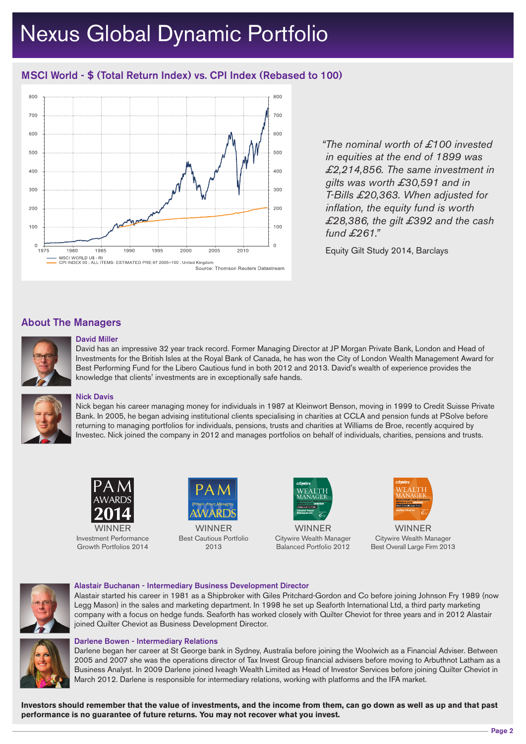# Nexus Global Dynamic Portfolio

## MSCI World - $ (Total Return Index) vs. CPI Index (Rebased to 100)

800
700
600
500
400
300
200
100
0
1975 1980 1985 1990 1995 2000 2005 2010

MSCI WORLD U$ - RI
CPI INDEX 00 : ALL ITEMS- ESTIMATED PRE-97 2005=100 : United Kingdom
Source: Thomson Reuters Datastream

*"The nominal worth of £100 invested in equities at the end of 1899 was £2,214,856. The same investment in gilts was worth £30,591 and in T-Bills £20,363. When adjusted for inflation, the equity fund is worth £28,386, the gilt £392 and the cash fund £261."*

Equity Gilt Study 2014, Barclays

## About The Managers

### David Miller

David has an impressive 32 year track record. Former Managing Director at JP Morgan Private Bank, London and Head of Investments for the British Isles at the Royal Bank of Canada, he has won the City of London Wealth Management Award for Best Performing Fund for the Libero Cautious fund in both 2012 and 2013. David's wealth of experience provides the knowledge that clients' investments are in exceptionally safe hands.

### Nick Davis

Nick began his career managing money for individuals in 1987 at Kleinwort Benson, moving in 1999 to Credit Suisse Private Bank. In 2005, he began advising institutional clients specialising in charities at CCLA and pension funds at PSolve before returning to managing portfolios for individuals, pensions, trusts and charities at Williams de Broe, recently acquired by Investec. Nick joined the company in 2012 and manages portfolios on behalf of individuals, charities, pensions and trusts.

PAM AWARDS 2014
WINNER
Investment Performance Growth Portfolios 2014

PAM Private Asset Managers AWARDS
WINNER
Best Cautious Portfolio 2013

citywire WEALTH MANAGER
WINNER
Citywire Wealth Manager Balanced Portfolio 2012

citywire WEALTH MANAGER
WINNER
Citywire Wealth Manager Best Overall Large Firm 2013

### Alastair Buchanan - Intermediary Business Development Director

Alastair started his career in 1981 as a Shipbroker with Giles Pritchard-Gordon and Co before joining Johnson Fry 1989 (now Legg Mason) in the sales and marketing department. In 1998 he set up Seaforth International Ltd, a third party marketing company with a focus on hedge funds. Seaforth has worked closely with Quilter Cheviot for three years and in 2012 Alastair joined Quilter Cheviot as Business Development Director.

### Darlene Bowen - Intermediary Relations

Darlene began her career at St George bank in Sydney, Australia before joining the Woolwich as a Financial Adviser. Between 2005 and 2007 she was the operations director of Tax Invest Group financial advisers before moving to Arbuthnot Latham as a Business Analyst. In 2009 Darlene joined Iveagh Wealth Limited as Head of Investor Services before joining Quilter Cheviot in March 2012. Darlene is responsible for intermediary relations, working with platforms and the IFA market.

**Investors should remember that the value of investments, and the income from them, can go down as well as up and that past performance is no guarantee of future returns. You may not recover what you invest.**